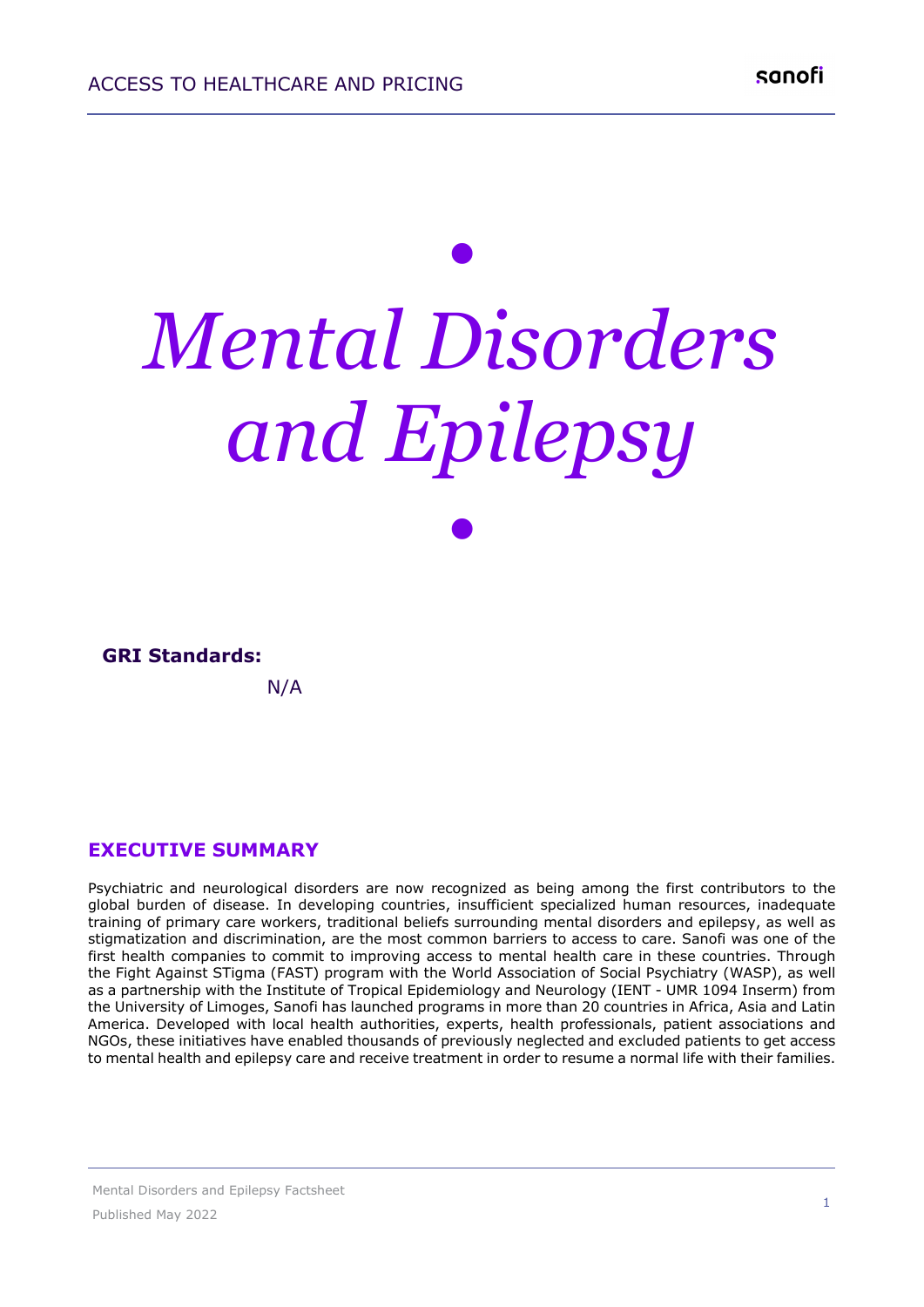# *Mental Disorders and Epilepsy*

**GRI Standards:**

N/A

## EXECUTIVE SUMMARY

Psychiatric and neurological disorders are now recognized as being among the first contributors to the global burden of disease. In developing countries, insufficient specialized human resources, inadequate training of primary care workers, traditional beliefs surrounding mental disorders and epilepsy, as well as stigmatization and discrimination, are the most common barriers to access to care. Sanofi was one of the first health companies to commit to improving access to mental health care in these countries. Through the Fight Against STigma (FAST) program with the World Association of Social Psychiatry (WASP), as well as a partnership with the Institute of Tropical Epidemiology and Neurology (IENT - UMR 1094 Inserm) from the University of Limoges, Sanofi has launched programs in more than 20 countries in Africa, Asia and Latin America. Developed with local health authorities, experts, health professionals, patient associations and NGOs, these initiatives have enabled thousands of previously neglected and excluded patients to get access to mental health and epilepsy care and receive treatment in order to resume a normal life with their families.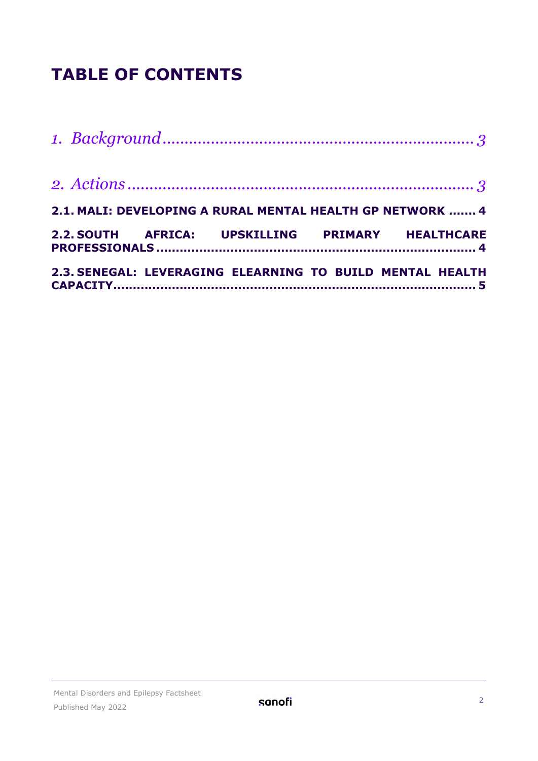# TABLE OF CONTENTS

*1. Background* ........................................................................ *3*

*2. Actions* ............................................................................... *3*

**2.1. MALI: DEVELOPING A RURAL MENTAL HEALTH GP NETWORK ....... 4**

**2.2. SOUTH AFRICA: UPSKILLING PRIMARY HEALTHCARE PROFESSIONALS ......................................................................... 4**

**2.3. SENEGAL: LEVERAGING ELEARNING TO BUILD MENTAL HEALTH CAPACITY .................................................................................... 5**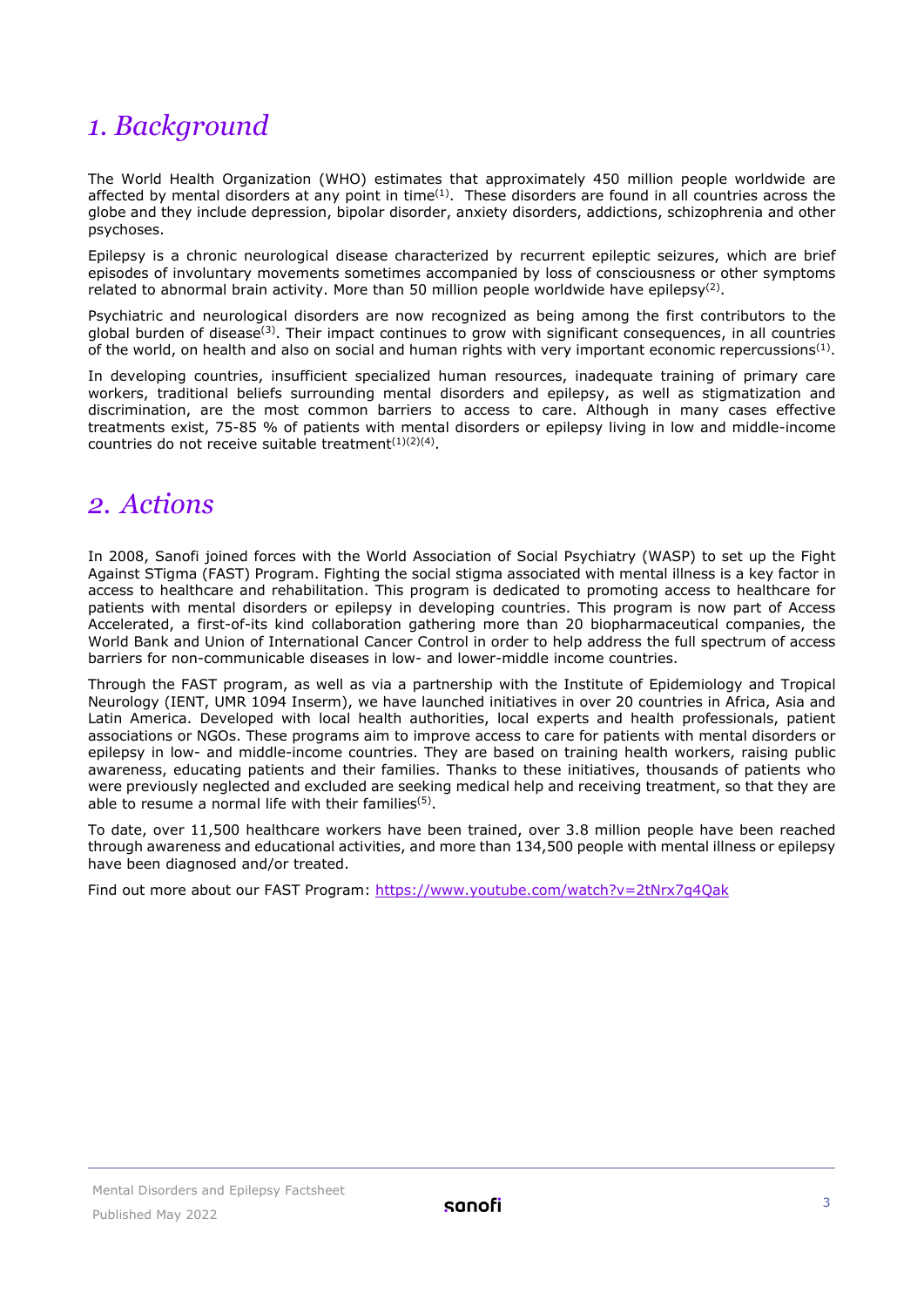## 1. Background

The World Health Organization (WHO) estimates that approximately 450 million people worldwide are affected by mental disorders at any point in time[1]. These disorders are found in all countries across the globe and they include depression, bipolar disorder, anxiety disorders, addictions, schizophrenia and other psychoses.

Epilepsy is a chronic neurological disease characterized by recurrent epileptic seizures, which are brief episodes of involuntary movements sometimes accompanied by loss of consciousness or other symptoms related to abnormal brain activity. More than 50 million people worldwide have epilepsy[2].

Psychiatric and neurological disorders are now recognized as being among the first contributors to the global burden of disease[3]. Their impact continues to grow with significant consequences, in all countries of the world, on health and also on social and human rights with very important economic repercussions[1].

In developing countries, insufficient specialized human resources, inadequate training of primary care workers, traditional beliefs surrounding mental disorders and epilepsy, as well as stigmatization and discrimination, are the most common barriers to access to care. Although in many cases effective treatments exist, 75-85 % of patients with mental disorders or epilepsy living in low and middle-income countries do not receive suitable treatment[1][2][4].

## 2. Actions

In 2008, Sanofi joined forces with the World Association of Social Psychiatry (WASP) to set up the Fight Against STigma (FAST) Program. Fighting the social stigma associated with mental illness is a key factor in access to healthcare and rehabilitation. This program is dedicated to promoting access to healthcare for patients with mental disorders or epilepsy in developing countries. This program is now part of Access Accelerated, a first-of-its kind collaboration gathering more than 20 biopharmaceutical companies, the World Bank and Union of International Cancer Control in order to help address the full spectrum of access barriers for non-communicable diseases in low- and lower-middle income countries.

Through the FAST program, as well as via a partnership with the Institute of Epidemiology and Tropical Neurology (IENT, UMR 1094 Inserm), we have launched initiatives in over 20 countries in Africa, Asia and Latin America. Developed with local health authorities, local experts and health professionals, patient associations or NGOs. These programs aim to improve access to care for patients with mental disorders or epilepsy in low- and middle-income countries. They are based on training health workers, raising public awareness, educating patients and their families. Thanks to these initiatives, thousands of patients who were previously neglected and excluded are seeking medical help and receiving treatment, so that they are able to resume a normal life with their families[5].

To date, over 11,500 healthcare workers have been trained, over 3.8 million people have been reached through awareness and educational activities, and more than 134,500 people with mental illness or epilepsy have been diagnosed and/or treated.

Find out more about our FAST Program: https://www.youtube.com/watch?v=2tNrx7g4Qak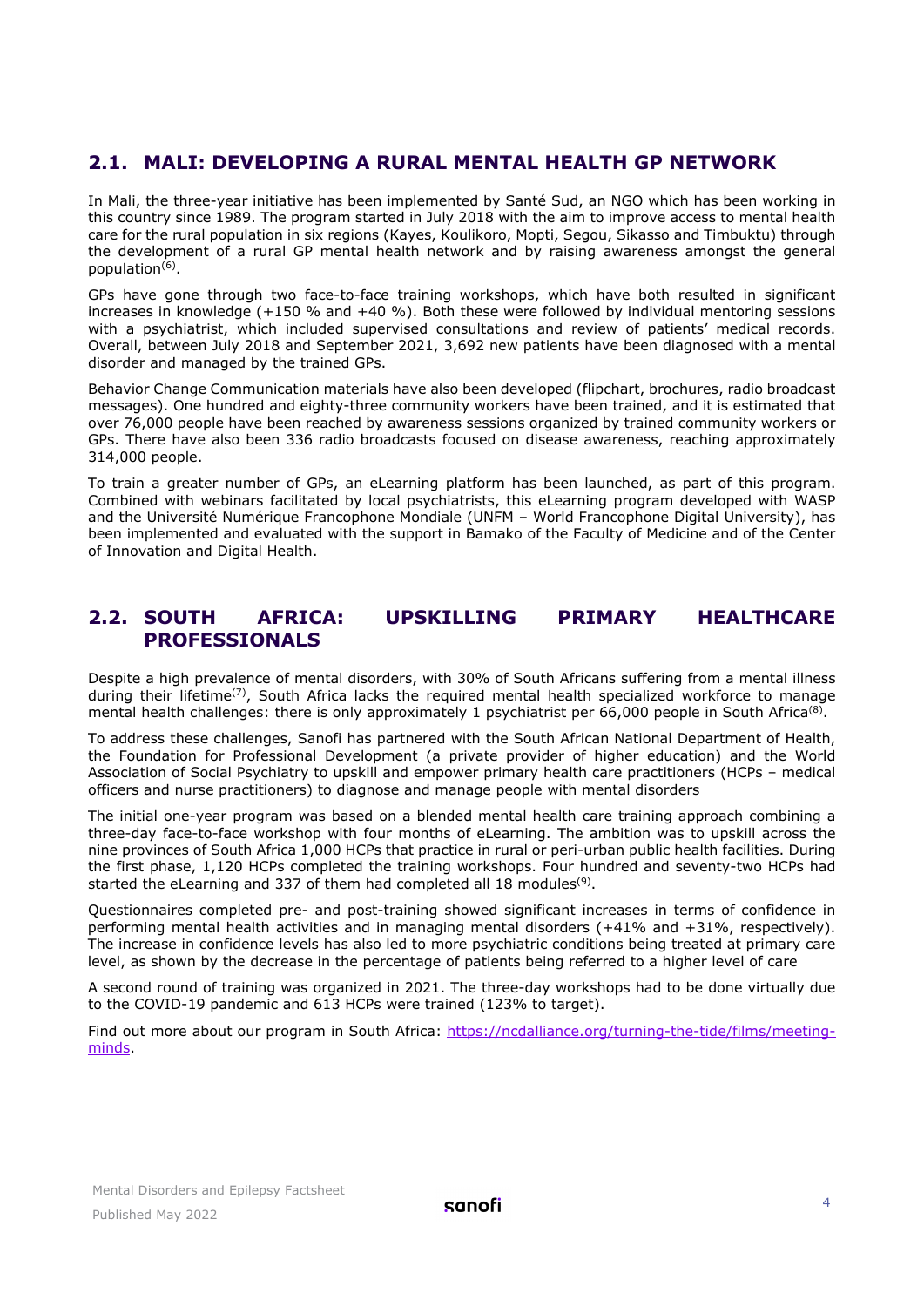## 2.1. MALI: DEVELOPING A RURAL MENTAL HEALTH GP NETWORK

In Mali, the three-year initiative has been implemented by Santé Sud, an NGO which has been working in this country since 1989. The program started in July 2018 with the aim to improve access to mental health care for the rural population in six regions (Kayes, Koulikoro, Mopti, Segou, Sikasso and Timbuktu) through the development of a rural GP mental health network and by raising awareness amongst the general population[6].

GPs have gone through two face-to-face training workshops, which have both resulted in significant increases in knowledge (+150 % and +40 %). Both these were followed by individual mentoring sessions with a psychiatrist, which included supervised consultations and review of patients' medical records. Overall, between July 2018 and September 2021, 3,692 new patients have been diagnosed with a mental disorder and managed by the trained GPs.

Behavior Change Communication materials have also been developed (flipchart, brochures, radio broadcast messages). One hundred and eighty-three community workers have been trained, and it is estimated that over 76,000 people have been reached by awareness sessions organized by trained community workers or GPs. There have also been 336 radio broadcasts focused on disease awareness, reaching approximately 314,000 people.

To train a greater number of GPs, an eLearning platform has been launched, as part of this program. Combined with webinars facilitated by local psychiatrists, this eLearning program developed with WASP and the Université Numérique Francophone Mondiale (UNFM – World Francophone Digital University), has been implemented and evaluated with the support in Bamako of the Faculty of Medicine and of the Center of Innovation and Digital Health.

## 2.2. SOUTH AFRICA: UPSKILLING PRIMARY HEALTHCARE PROFESSIONALS

Despite a high prevalence of mental disorders, with 30% of South Africans suffering from a mental illness during their lifetime[7], South Africa lacks the required mental health specialized workforce to manage mental health challenges: there is only approximately 1 psychiatrist per 66,000 people in South Africa[8].

To address these challenges, Sanofi has partnered with the South African National Department of Health, the Foundation for Professional Development (a private provider of higher education) and the World Association of Social Psychiatry to upskill and empower primary health care practitioners (HCPs – medical officers and nurse practitioners) to diagnose and manage people with mental disorders

The initial one-year program was based on a blended mental health care training approach combining a three-day face-to-face workshop with four months of eLearning. The ambition was to upskill across the nine provinces of South Africa 1,000 HCPs that practice in rural or peri-urban public health facilities. During the first phase, 1,120 HCPs completed the training workshops. Four hundred and seventy-two HCPs had started the eLearning and 337 of them had completed all 18 modules[9].

Questionnaires completed pre- and post-training showed significant increases in terms of confidence in performing mental health activities and in managing mental disorders (+41% and +31%, respectively). The increase in confidence levels has also led to more psychiatric conditions being treated at primary care level, as shown by the decrease in the percentage of patients being referred to a higher level of care

A second round of training was organized in 2021. The three-day workshops had to be done virtually due to the COVID-19 pandemic and 613 HCPs were trained (123% to target).

Find out more about our program in South Africa: [https://ncdalliance.org/turning-the-tide/films/meeting-minds](https://ncdalliance.org/turning-the-tide/films/meeting-minds).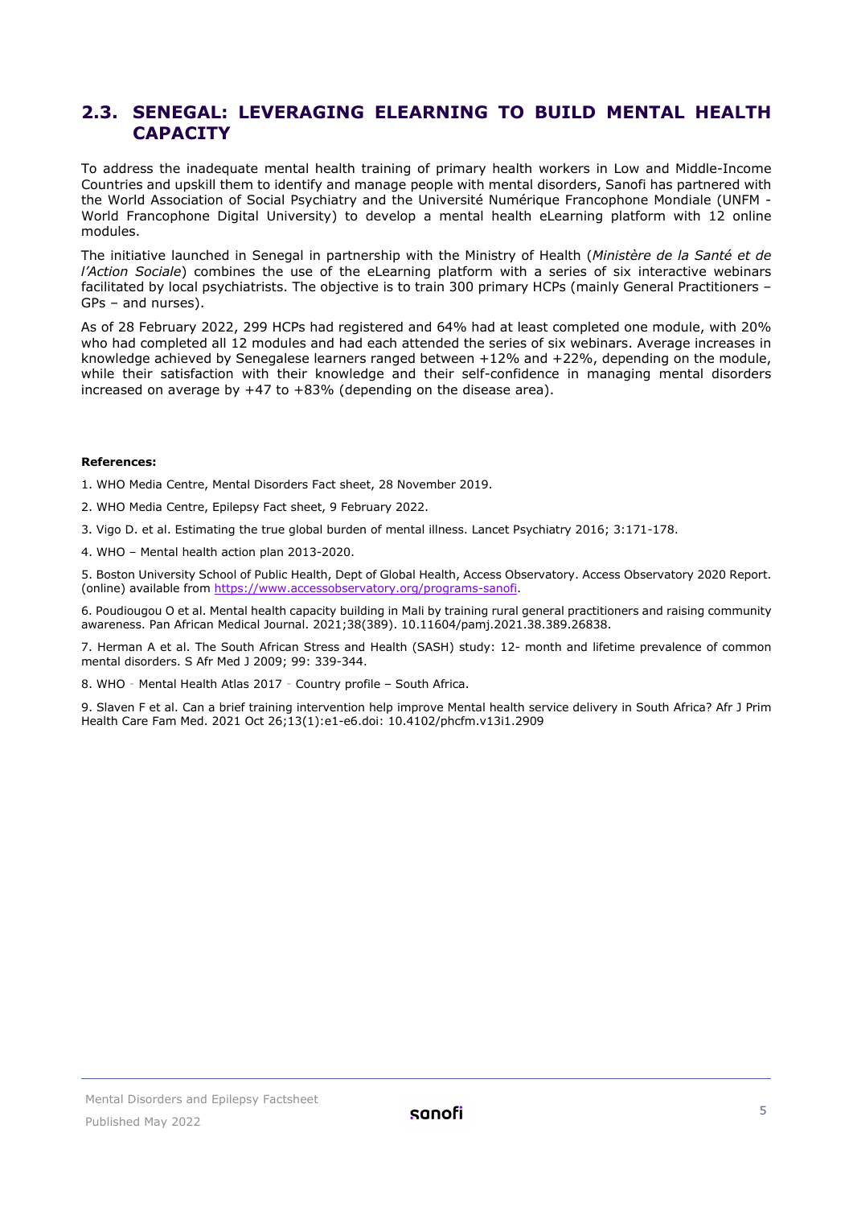## 2.3. SENEGAL: LEVERAGING ELEARNING TO BUILD MENTAL HEALTH CAPACITY

To address the inadequate mental health training of primary health workers in Low and Middle-Income Countries and upskill them to identify and manage people with mental disorders, Sanofi has partnered with the World Association of Social Psychiatry and the Université Numérique Francophone Mondiale (UNFM - World Francophone Digital University) to develop a mental health eLearning platform with 12 online modules.

The initiative launched in Senegal in partnership with the Ministry of Health (*Ministère de la Santé et de l'Action Sociale*) combines the use of the eLearning platform with a series of six interactive webinars facilitated by local psychiatrists. The objective is to train 300 primary HCPs (mainly General Practitioners – GPs – and nurses).

As of 28 February 2022, 299 HCPs had registered and 64% had at least completed one module, with 20% who had completed all 12 modules and had each attended the series of six webinars. Average increases in knowledge achieved by Senegalese learners ranged between +12% and +22%, depending on the module, while their satisfaction with their knowledge and their self-confidence in managing mental disorders increased on average by +47 to +83% (depending on the disease area).

**References:**

1. WHO Media Centre, Mental Disorders Fact sheet, 28 November 2019.

2. WHO Media Centre, Epilepsy Fact sheet, 9 February 2022.

3. Vigo D. et al. Estimating the true global burden of mental illness. Lancet Psychiatry 2016; 3:171-178.

4. WHO – Mental health action plan 2013-2020.

5. Boston University School of Public Health, Dept of Global Health, Access Observatory. Access Observatory 2020 Report. (online) available from https://www.accessobservatory.org/programs-sanofi.

6. Poudiougou O et al. Mental health capacity building in Mali by training rural general practitioners and raising community awareness. Pan African Medical Journal. 2021;38(389). 10.11604/pamj.2021.38.389.26838.

7. Herman A et al. The South African Stress and Health (SASH) study: 12- month and lifetime prevalence of common mental disorders. S Afr Med J 2009; 99: 339-344.

8. WHO - Mental Health Atlas 2017 - Country profile – South Africa.

9. Slaven F et al. Can a brief training intervention help improve Mental health service delivery in South Africa? Afr J Prim Health Care Fam Med. 2021 Oct 26;13(1):e1-e6.doi: 10.4102/phcfm.v13i1.2909